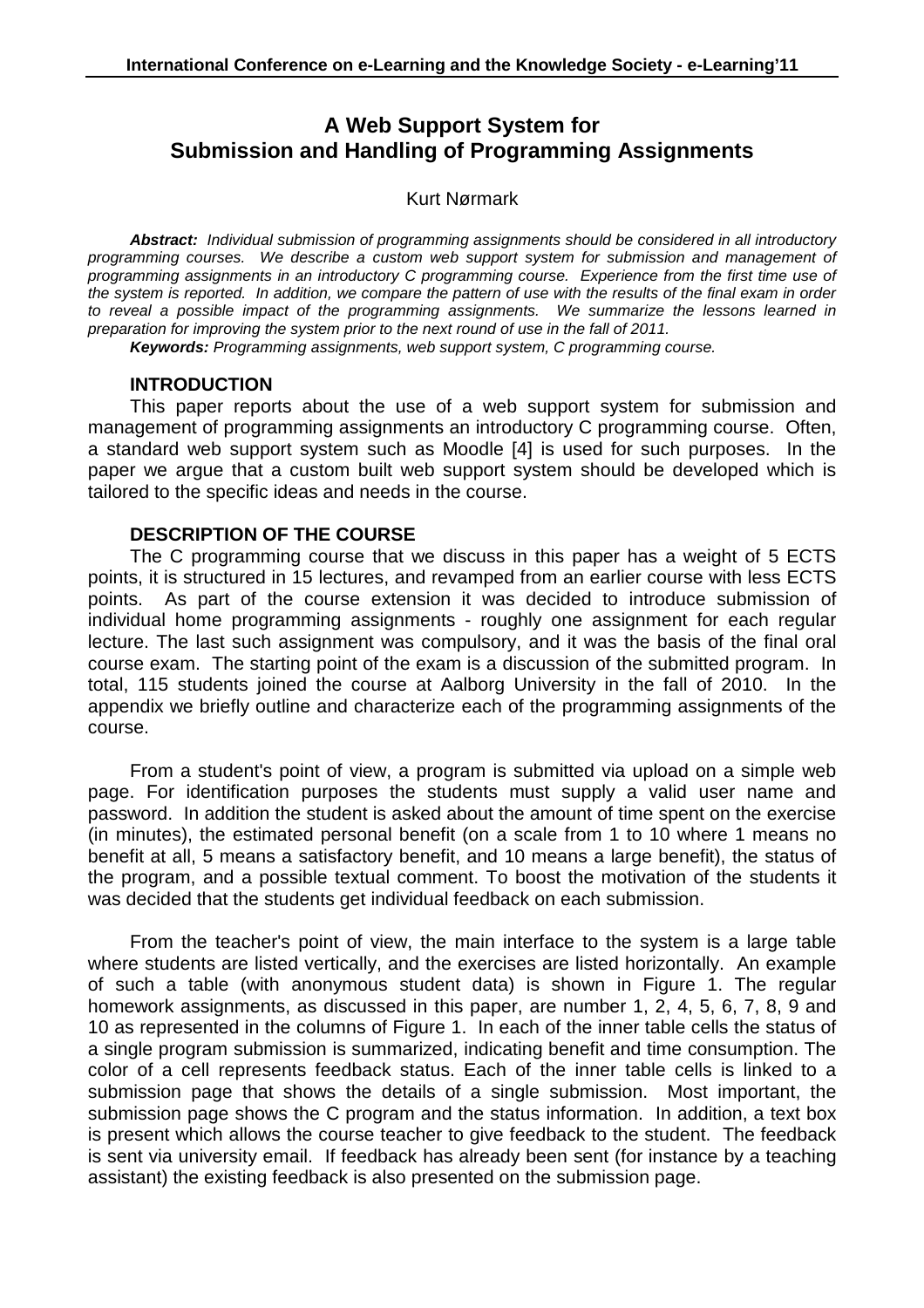# A Web Support System for Submission and Handling of Programming Assignments

Kurt Nørmark

***Abstract:*** *Individual submission of programming assignments should be considered in all introductory programming courses. We describe a custom web support system for submission and management of programming assignments in an introductory C programming course. Experience from the first time use of the system is reported. In addition, we compare the pattern of use with the results of the final exam in order to reveal a possible impact of the programming assignments. We summarize the lessons learned in preparation for improving the system prior to the next round of use in the fall of 2011.*

***Keywords:*** *Programming assignments, web support system, C programming course.*

## INTRODUCTION

This paper reports about the use of a web support system for submission and management of programming assignments an introductory C programming course. Often, a standard web support system such as Moodle [4] is used for such purposes. In the paper we argue that a custom built web support system should be developed which is tailored to the specific ideas and needs in the course.

## DESCRIPTION OF THE COURSE

The C programming course that we discuss in this paper has a weight of 5 ECTS points, it is structured in 15 lectures, and revamped from an earlier course with less ECTS points. As part of the course extension it was decided to introduce submission of individual home programming assignments - roughly one assignment for each regular lecture. The last such assignment was compulsory, and it was the basis of the final oral course exam. The starting point of the exam is a discussion of the submitted program. In total, 115 students joined the course at Aalborg University in the fall of 2010. In the appendix we briefly outline and characterize each of the programming assignments of the course.

From a student's point of view, a program is submitted via upload on a simple web page. For identification purposes the students must supply a valid user name and password. In addition the student is asked about the amount of time spent on the exercise (in minutes), the estimated personal benefit (on a scale from 1 to 10 where 1 means no benefit at all, 5 means a satisfactory benefit, and 10 means a large benefit), the status of the program, and a possible textual comment. To boost the motivation of the students it was decided that the students get individual feedback on each submission.

From the teacher's point of view, the main interface to the system is a large table where students are listed vertically, and the exercises are listed horizontally. An example of such a table (with anonymous student data) is shown in Figure 1. The regular homework assignments, as discussed in this paper, are number 1, 2, 4, 5, 6, 7, 8, 9 and 10 as represented in the columns of Figure 1. In each of the inner table cells the status of a single program submission is summarized, indicating benefit and time consumption. The color of a cell represents feedback status. Each of the inner table cells is linked to a submission page that shows the details of a single submission. Most important, the submission page shows the C program and the status information. In addition, a text box is present which allows the course teacher to give feedback to the student. The feedback is sent via university email. If feedback has already been sent (for instance by a teaching assistant) the existing feedback is also presented on the submission page.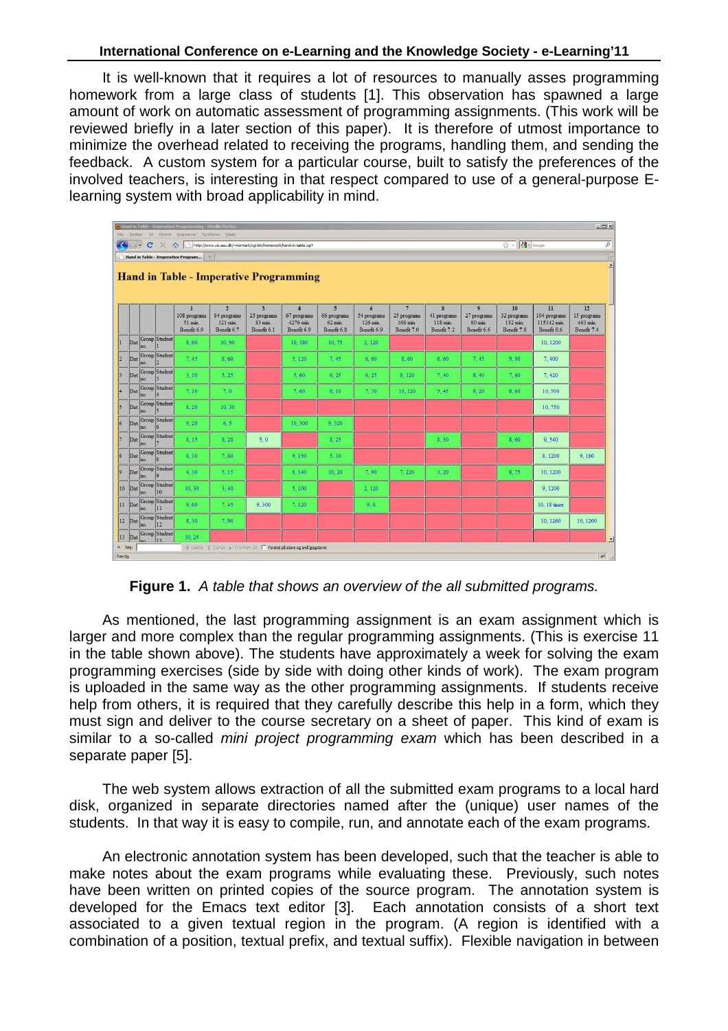It is well-known that it requires a lot of resources to manually asses programming homework from a large class of students [1]. This observation has spawned a large amount of work on automatic assessment of programming assignments. (This work will be reviewed briefly in a later section of this paper). It is therefore of utmost importance to minimize the overhead related to receiving the programs, handling them, and sending the feedback. A custom system for a particular course, built to satisfy the preferences of the involved teachers, is interesting in that respect compared to use of a general-purpose E-learning system with broad applicability in mind.

**Hand in Table - Imperative Programming**

| | | | | 1<br>108 programs<br>51 min.<br>Benefit 6.9 | 2<br>84 programs<br>121 min.<br>Benefit 6.7 | 3<br>25 programs<br>83 min.<br>Benefit 6.1 | 4<br>67 programs<br>4276 min.<br>Benefit 6.9 | 5<br>66 programs<br>62 min.<br>Benefit 6.8 | 6<br>54 programs<br>126 min.<br>Benefit 6.9 | 7<br>25 programs<br>168 min.<br>Benefit 7.0 | 8<br>41 programs<br>118 min.<br>Benefit 7.2 | 9<br>27 programs<br>80 min.<br>Benefit 6.6 | 10<br>32 programs<br>132 min.<br>Benefit 7.8 | 11<br>104 programs<br>115142 min.<br>Benefit 8.6 | 12<br>15 programs<br>463 min.<br>Benefit 7.4 |
|---|---|---|---|---|---|---|---|---|---|---|---|---|---|---|---|
| 1 | Dat | Group no. | Student 1 | 8, 60 | 10, 90 | | 10, 180 | 10, 75 | 2, 120 | | | | | 10, 1200 | |
| 2 | Dat | Group no. | Student 2 | 7, 45 | 8, 60 | | 5, 120 | 7, 45 | 6, 60 | 8, 60 | 8, 60 | 7, 45 | 9, 90 | 7, 400 | |
| 3 | Dat | Group no. | Student 3 | 3, 10 | 5, 25 | | 5, 60 | 6, 25 | 6, 25 | 8, 120 | 7, 40 | 8, 40 | 7, 60 | 7, 420 | |
| 4 | Dat | Group no. | Student 4 | 7, 10 | 7, 0 | | 7, 60 | 8, 10 | 7, 30 | 10, 120 | 9, 45 | 8, 20 | 8, 60 | 10, 900 | |
| 5 | Dat | Group no. | Student 5 | 8, 20 | 10, 30 | | | | | | | | | 10, 750 | |
| 6 | Dat | Group no. | Student 6 | 9, 20 | 6, 5 | | 10, 300 | 9, 320 | | | | | | | |
| 7 | Dat | Group no. | Student 7 | 8, 15 | 8, 20 | 5, 0 | | 8, 25 | | | 8, 30 | | 8, 60 | 9, 540 | |
| 8 | Dat | Group no. | Student 8 | 8, 30 | 7, 60 | | 9, 150 | 5, 30 | | | | | | 8, 1200 | 9, 180 |
| 9 | Dat | Group no. | Student 9 | 4, 30 | 5, 15 | | 8, 140 | 10, 20 | 7, 90 | 7, 220 | 3, 20 | | 8, 75 | 10, 1200 | |
| 10 | Dat | Group no. | Student 10 | 10, 30 | 3, 40 | | 5, 100 | | 2, 120 | | | | | 9, 1200 | |
| 11 | Dat | Group no. | Student 11 | 9, 60 | 7, 45 | 9, 300 | 7, 120 | | 9, 0 | | | | | 10, 18 timer | |
| 12 | Dat | Group no. | Student 12 | 8, 30 | 7, 90 | | | | | | | | | 10, 1260 | 10, 1200 |
| 13 | Dat | Group no. | Student 13 | 10, 25 | | | | | | | | | | | |

**Figure 1.** *A table that shows an overview of the all submitted programs.*

As mentioned, the last programming assignment is an exam assignment which is larger and more complex than the regular programming assignments. (This is exercise 11 in the table shown above). The students have approximately a week for solving the exam programming exercises (side by side with doing other kinds of work). The exam program is uploaded in the same way as the other programming assignments. If students receive help from others, it is required that they carefully describe this help in a form, which they must sign and deliver to the course secretary on a sheet of paper. This kind of exam is similar to a so-called *mini project programming exam* which has been described in a separate paper [5].

The web system allows extraction of all the submitted exam programs to a local hard disk, organized in separate directories named after the (unique) user names of the students. In that way it is easy to compile, run, and annotate each of the exam programs.

An electronic annotation system has been developed, such that the teacher is able to make notes about the exam programs while evaluating these. Previously, such notes have been written on printed copies of the source program. The annotation system is developed for the Emacs text editor [3]. Each annotation consists of a short text associated to a given textual region in the program. (A region is identified with a combination of a position, textual prefix, and textual suffix). Flexible navigation in between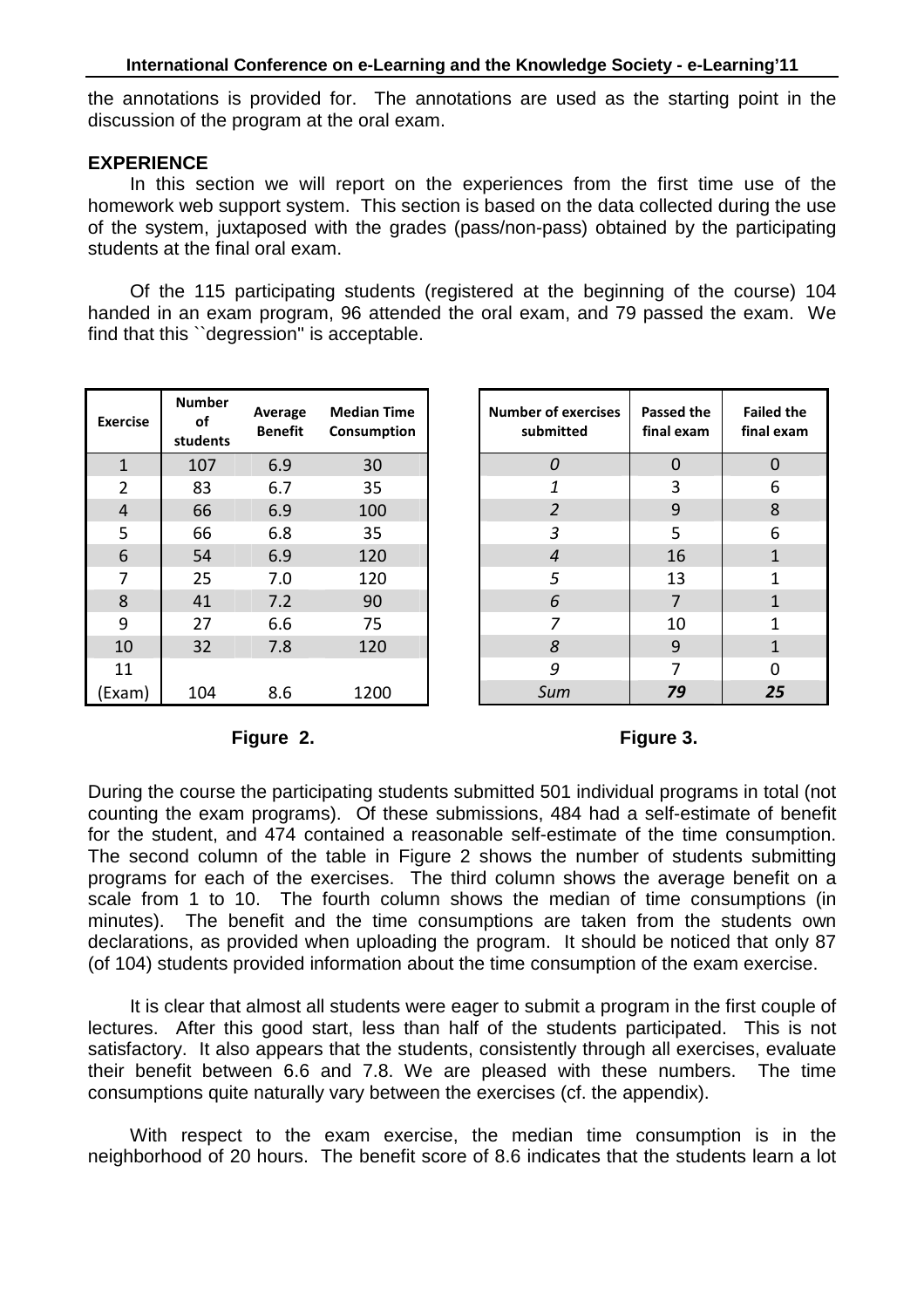the annotations is provided for. The annotations are used as the starting point in the discussion of the program at the oral exam.

## EXPERIENCE

In this section we will report on the experiences from the first time use of the homework web support system. This section is based on the data collected during the use of the system, juxtaposed with the grades (pass/non-pass) obtained by the participating students at the final oral exam.

Of the 115 participating students (registered at the beginning of the course) 104 handed in an exam program, 96 attended the oral exam, and 79 passed the exam. We find that this ``degression'' is acceptable.

| Exercise | Number of students | Average Benefit | Median Time Consumption |
|---|---|---|---|
| 1 | 107 | 6.9 | 30 |
| 2 | 83 | 6.7 | 35 |
| 4 | 66 | 6.9 | 100 |
| 5 | 66 | 6.8 | 35 |
| 6 | 54 | 6.9 | 120 |
| 7 | 25 | 7.0 | 120 |
| 8 | 41 | 7.2 | 90 |
| 9 | 27 | 6.6 | 75 |
| 10 | 32 | 7.8 | 120 |
| 11 (Exam) | 104 | 8.6 | 1200 |

**Figure 2.**

| Number of exercises submitted | Passed the final exam | Failed the final exam |
|---|---|---|
| *0* | 0 | 0 |
| *1* | 3 | 6 |
| *2* | 9 | 8 |
| *3* | 5 | 6 |
| *4* | 16 | 1 |
| *5* | 13 | 1 |
| *6* | 7 | 1 |
| *7* | 10 | 1 |
| *8* | 9 | 1 |
| *9* | 7 | 0 |
| *Sum* | ***79*** | ***25*** |

**Figure 3.**

During the course the participating students submitted 501 individual programs in total (not counting the exam programs). Of these submissions, 484 had a self-estimate of benefit for the student, and 474 contained a reasonable self-estimate of the time consumption. The second column of the table in Figure 2 shows the number of students submitting programs for each of the exercises. The third column shows the average benefit on a scale from 1 to 10. The fourth column shows the median of time consumptions (in minutes). The benefit and the time consumptions are taken from the students own declarations, as provided when uploading the program. It should be noticed that only 87 (of 104) students provided information about the time consumption of the exam exercise.

It is clear that almost all students were eager to submit a program in the first couple of lectures. After this good start, less than half of the students participated. This is not satisfactory. It also appears that the students, consistently through all exercises, evaluate their benefit between 6.6 and 7.8. We are pleased with these numbers. The time consumptions quite naturally vary between the exercises (cf. the appendix).

With respect to the exam exercise, the median time consumption is in the neighborhood of 20 hours. The benefit score of 8.6 indicates that the students learn a lot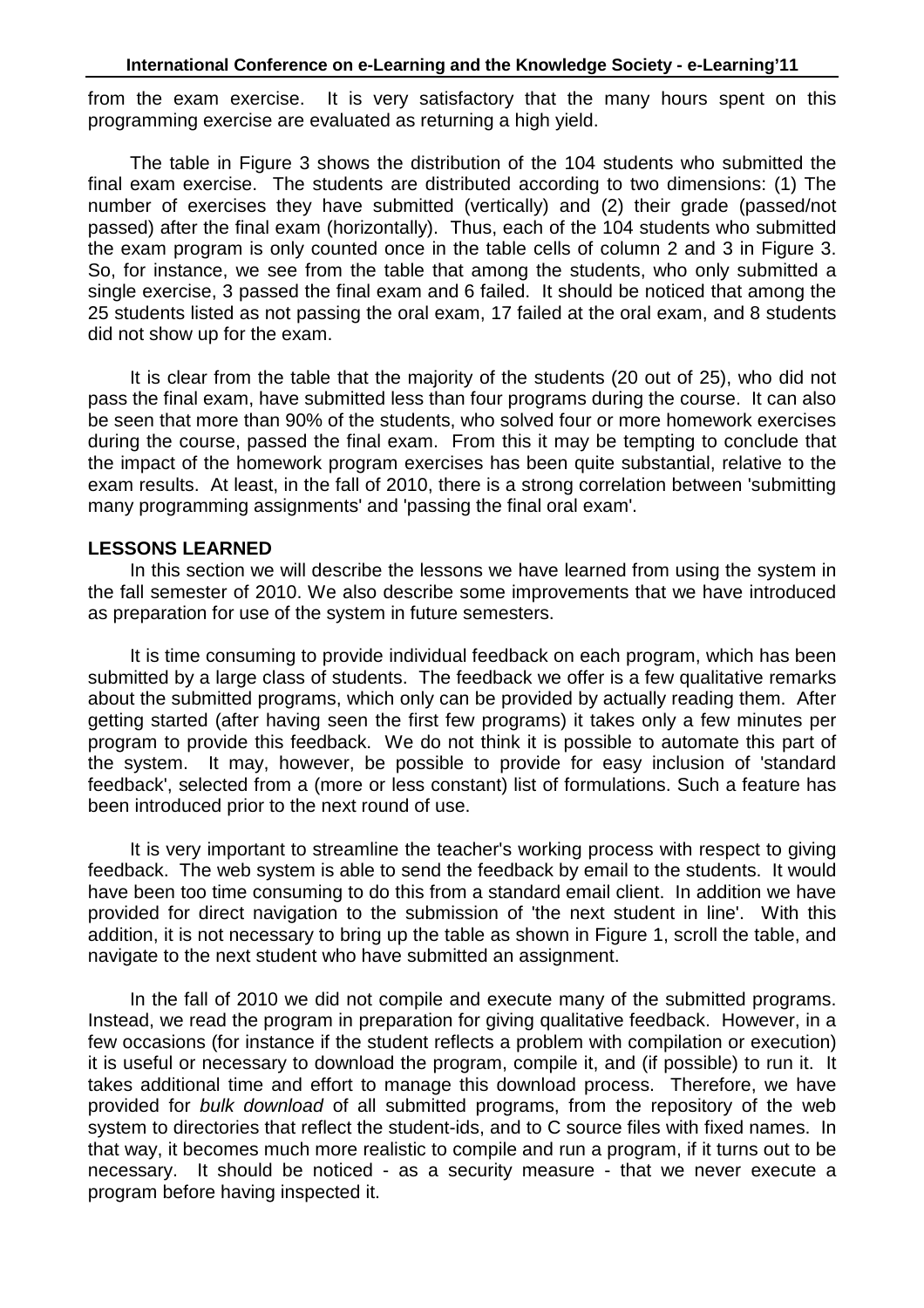from the exam exercise. It is very satisfactory that the many hours spent on this programming exercise are evaluated as returning a high yield.

The table in Figure 3 shows the distribution of the 104 students who submitted the final exam exercise. The students are distributed according to two dimensions: (1) The number of exercises they have submitted (vertically) and (2) their grade (passed/not passed) after the final exam (horizontally). Thus, each of the 104 students who submitted the exam program is only counted once in the table cells of column 2 and 3 in Figure 3. So, for instance, we see from the table that among the students, who only submitted a single exercise, 3 passed the final exam and 6 failed. It should be noticed that among the 25 students listed as not passing the oral exam, 17 failed at the oral exam, and 8 students did not show up for the exam.

It is clear from the table that the majority of the students (20 out of 25), who did not pass the final exam, have submitted less than four programs during the course. It can also be seen that more than 90% of the students, who solved four or more homework exercises during the course, passed the final exam. From this it may be tempting to conclude that the impact of the homework program exercises has been quite substantial, relative to the exam results. At least, in the fall of 2010, there is a strong correlation between 'submitting many programming assignments' and 'passing the final oral exam'.

## LESSONS LEARNED

In this section we will describe the lessons we have learned from using the system in the fall semester of 2010. We also describe some improvements that we have introduced as preparation for use of the system in future semesters.

It is time consuming to provide individual feedback on each program, which has been submitted by a large class of students. The feedback we offer is a few qualitative remarks about the submitted programs, which only can be provided by actually reading them. After getting started (after having seen the first few programs) it takes only a few minutes per program to provide this feedback. We do not think it is possible to automate this part of the system. It may, however, be possible to provide for easy inclusion of 'standard feedback', selected from a (more or less constant) list of formulations. Such a feature has been introduced prior to the next round of use.

It is very important to streamline the teacher's working process with respect to giving feedback. The web system is able to send the feedback by email to the students. It would have been too time consuming to do this from a standard email client. In addition we have provided for direct navigation to the submission of 'the next student in line'. With this addition, it is not necessary to bring up the table as shown in Figure 1, scroll the table, and navigate to the next student who have submitted an assignment.

In the fall of 2010 we did not compile and execute many of the submitted programs. Instead, we read the program in preparation for giving qualitative feedback. However, in a few occasions (for instance if the student reflects a problem with compilation or execution) it is useful or necessary to download the program, compile it, and (if possible) to run it. It takes additional time and effort to manage this download process. Therefore, we have provided for *bulk download* of all submitted programs, from the repository of the web system to directories that reflect the student-ids, and to C source files with fixed names. In that way, it becomes much more realistic to compile and run a program, if it turns out to be necessary. It should be noticed - as a security measure - that we never execute a program before having inspected it.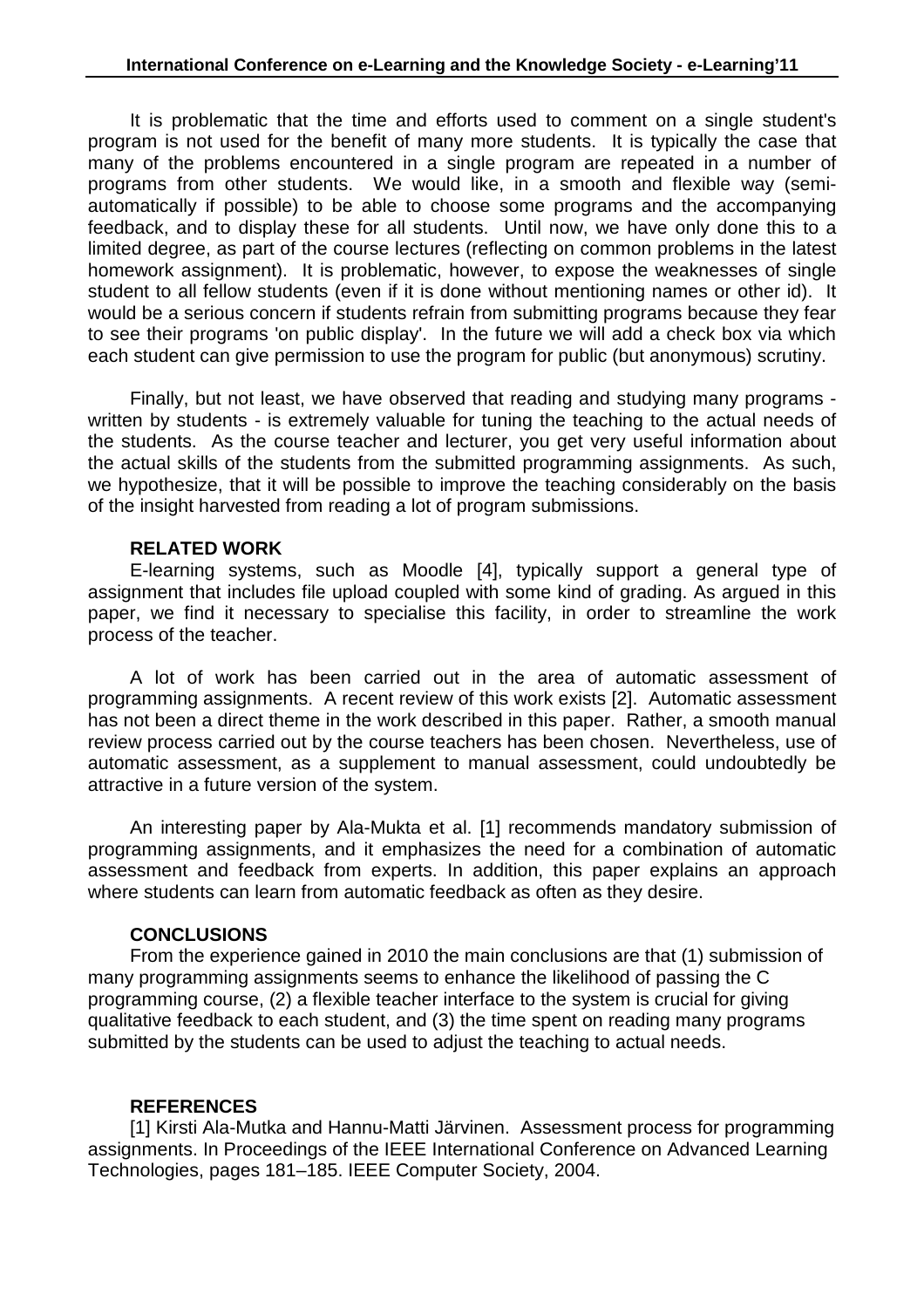It is problematic that the time and efforts used to comment on a single student's program is not used for the benefit of many more students. It is typically the case that many of the problems encountered in a single program are repeated in a number of programs from other students. We would like, in a smooth and flexible way (semi-automatically if possible) to be able to choose some programs and the accompanying feedback, and to display these for all students. Until now, we have only done this to a limited degree, as part of the course lectures (reflecting on common problems in the latest homework assignment). It is problematic, however, to expose the weaknesses of single student to all fellow students (even if it is done without mentioning names or other id). It would be a serious concern if students refrain from submitting programs because they fear to see their programs 'on public display'. In the future we will add a check box via which each student can give permission to use the program for public (but anonymous) scrutiny.

Finally, but not least, we have observed that reading and studying many programs - written by students - is extremely valuable for tuning the teaching to the actual needs of the students. As the course teacher and lecturer, you get very useful information about the actual skills of the students from the submitted programming assignments. As such, we hypothesize, that it will be possible to improve the teaching considerably on the basis of the insight harvested from reading a lot of program submissions.

## RELATED WORK

E-learning systems, such as Moodle [4], typically support a general type of assignment that includes file upload coupled with some kind of grading. As argued in this paper, we find it necessary to specialise this facility, in order to streamline the work process of the teacher.

A lot of work has been carried out in the area of automatic assessment of programming assignments. A recent review of this work exists [2]. Automatic assessment has not been a direct theme in the work described in this paper. Rather, a smooth manual review process carried out by the course teachers has been chosen. Nevertheless, use of automatic assessment, as a supplement to manual assessment, could undoubtedly be attractive in a future version of the system.

An interesting paper by Ala-Mukta et al. [1] recommends mandatory submission of programming assignments, and it emphasizes the need for a combination of automatic assessment and feedback from experts. In addition, this paper explains an approach where students can learn from automatic feedback as often as they desire.

## CONCLUSIONS

From the experience gained in 2010 the main conclusions are that (1) submission of many programming assignments seems to enhance the likelihood of passing the C programming course, (2) a flexible teacher interface to the system is crucial for giving qualitative feedback to each student, and (3) the time spent on reading many programs submitted by the students can be used to adjust the teaching to actual needs.

## REFERENCES

[1] Kirsti Ala-Mutka and Hannu-Matti Järvinen. Assessment process for programming assignments. In Proceedings of the IEEE International Conference on Advanced Learning Technologies, pages 181–185. IEEE Computer Society, 2004.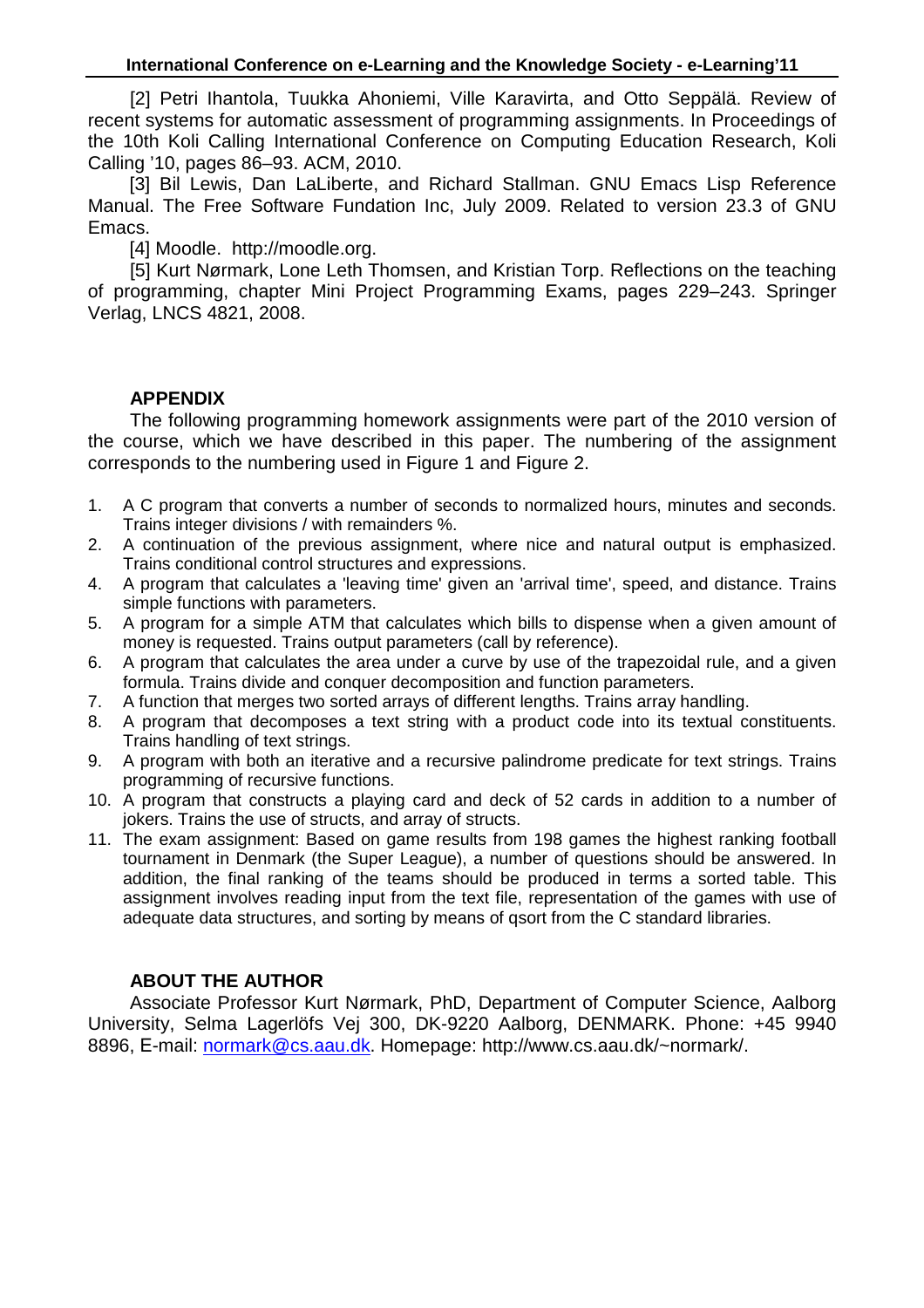[2] Petri Ihantola, Tuukka Ahoniemi, Ville Karavirta, and Otto Seppälä. Review of recent systems for automatic assessment of programming assignments. In Proceedings of the 10th Koli Calling International Conference on Computing Education Research, Koli Calling '10, pages 86–93. ACM, 2010.

[3] Bil Lewis, Dan LaLiberte, and Richard Stallman. GNU Emacs Lisp Reference Manual. The Free Software Fundation Inc, July 2009. Related to version 23.3 of GNU Emacs.

[4] Moodle. http://moodle.org.

[5] Kurt Nørmark, Lone Leth Thomsen, and Kristian Torp. Reflections on the teaching of programming, chapter Mini Project Programming Exams, pages 229–243. Springer Verlag, LNCS 4821, 2008.

## APPENDIX

The following programming homework assignments were part of the 2010 version of the course, which we have described in this paper. The numbering of the assignment corresponds to the numbering used in Figure 1 and Figure 2.

1. A C program that converts a number of seconds to normalized hours, minutes and seconds. Trains integer divisions / with remainders %.
2. A continuation of the previous assignment, where nice and natural output is emphasized. Trains conditional control structures and expressions.
4. A program that calculates a 'leaving time' given an 'arrival time', speed, and distance. Trains simple functions with parameters.
5. A program for a simple ATM that calculates which bills to dispense when a given amount of money is requested. Trains output parameters (call by reference).
6. A program that calculates the area under a curve by use of the trapezoidal rule, and a given formula. Trains divide and conquer decomposition and function parameters.
7. A function that merges two sorted arrays of different lengths. Trains array handling.
8. A program that decomposes a text string with a product code into its textual constituents. Trains handling of text strings.
9. A program with both an iterative and a recursive palindrome predicate for text strings. Trains programming of recursive functions.
10. A program that constructs a playing card and deck of 52 cards in addition to a number of jokers. Trains the use of structs, and array of structs.
11. The exam assignment: Based on game results from 198 games the highest ranking football tournament in Denmark (the Super League), a number of questions should be answered. In addition, the final ranking of the teams should be produced in terms a sorted table. This assignment involves reading input from the text file, representation of the games with use of adequate data structures, and sorting by means of qsort from the C standard libraries.

## ABOUT THE AUTHOR

Associate Professor Kurt Nørmark, PhD, Department of Computer Science, Aalborg University, Selma Lagerlöfs Vej 300, DK-9220 Aalborg, DENMARK. Phone: +45 9940 8896, E-mail: normark@cs.aau.dk. Homepage: http://www.cs.aau.dk/~normark/.